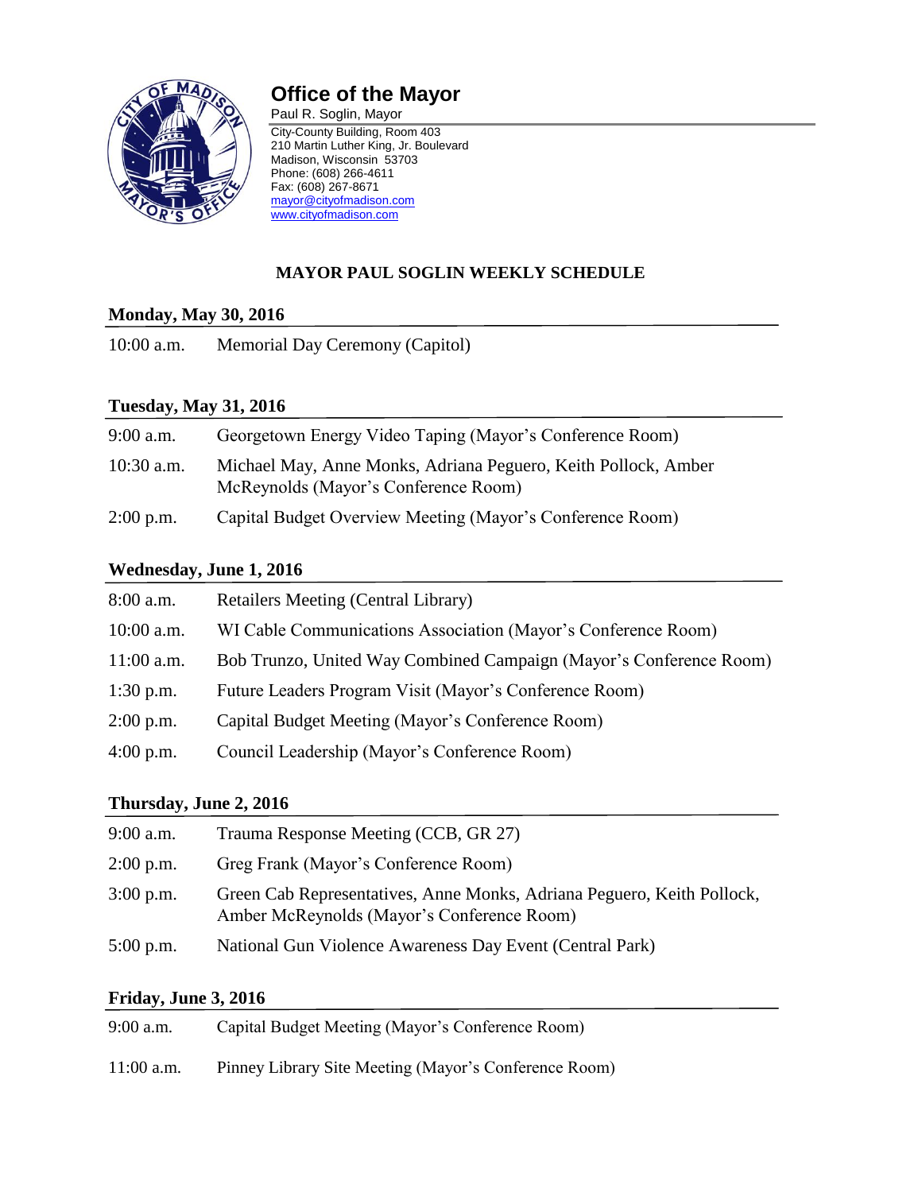# Office of the Mayor

Paul R. Soglin, Mayor

City-County Building, Room 403
210 Martin Luther King, Jr. Boulevard
Madison, Wisconsin 53703
Phone: (608) 266-4611
Fax: (608) 267-8671
mayor@cityofmadison.com
www.cityofmadison.com

## MAYOR PAUL SOGLIN WEEKLY SCHEDULE

### Monday, May 30, 2016

| | |
|---|---|
| 10:00 a.m. | Memorial Day Ceremony (Capitol) |

### Tuesday, May 31, 2016

| | |
|---|---|
| 9:00 a.m. | Georgetown Energy Video Taping (Mayor's Conference Room) |
| 10:30 a.m. | Michael May, Anne Monks, Adriana Peguero, Keith Pollock, Amber McReynolds (Mayor's Conference Room) |
| 2:00 p.m. | Capital Budget Overview Meeting (Mayor's Conference Room) |

### Wednesday, June 1, 2016

| | |
|---|---|
| 8:00 a.m. | Retailers Meeting (Central Library) |
| 10:00 a.m. | WI Cable Communications Association (Mayor's Conference Room) |
| 11:00 a.m. | Bob Trunzo, United Way Combined Campaign (Mayor's Conference Room) |
| 1:30 p.m. | Future Leaders Program Visit (Mayor's Conference Room) |
| 2:00 p.m. | Capital Budget Meeting (Mayor's Conference Room) |
| 4:00 p.m. | Council Leadership (Mayor's Conference Room) |

### Thursday, June 2, 2016

| | |
|---|---|
| 9:00 a.m. | Trauma Response Meeting (CCB, GR 27) |
| 2:00 p.m. | Greg Frank (Mayor's Conference Room) |
| 3:00 p.m. | Green Cab Representatives, Anne Monks, Adriana Peguero, Keith Pollock, Amber McReynolds (Mayor's Conference Room) |
| 5:00 p.m. | National Gun Violence Awareness Day Event (Central Park) |

### Friday, June 3, 2016

| | |
|---|---|
| 9:00 a.m. | Capital Budget Meeting (Mayor's Conference Room) |
| 11:00 a.m. | Pinney Library Site Meeting (Mayor's Conference Room) |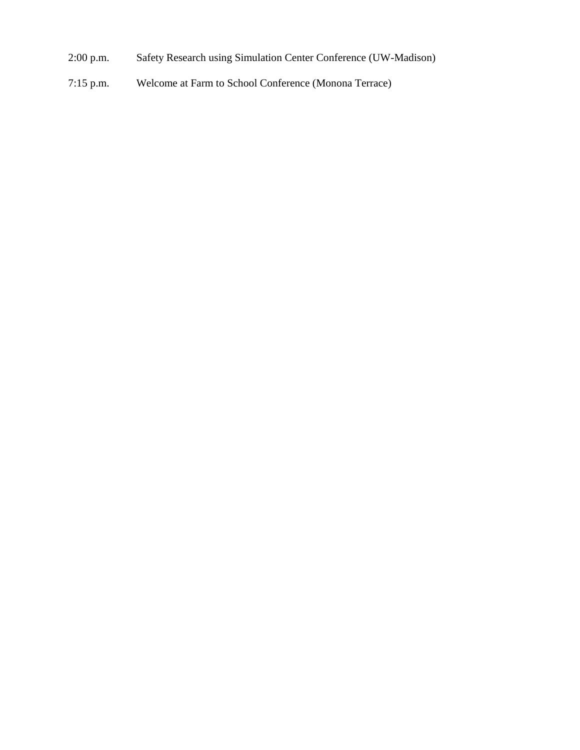2:00 p.m. Safety Research using Simulation Center Conference (UW-Madison)

7:15 p.m. Welcome at Farm to School Conference (Monona Terrace)